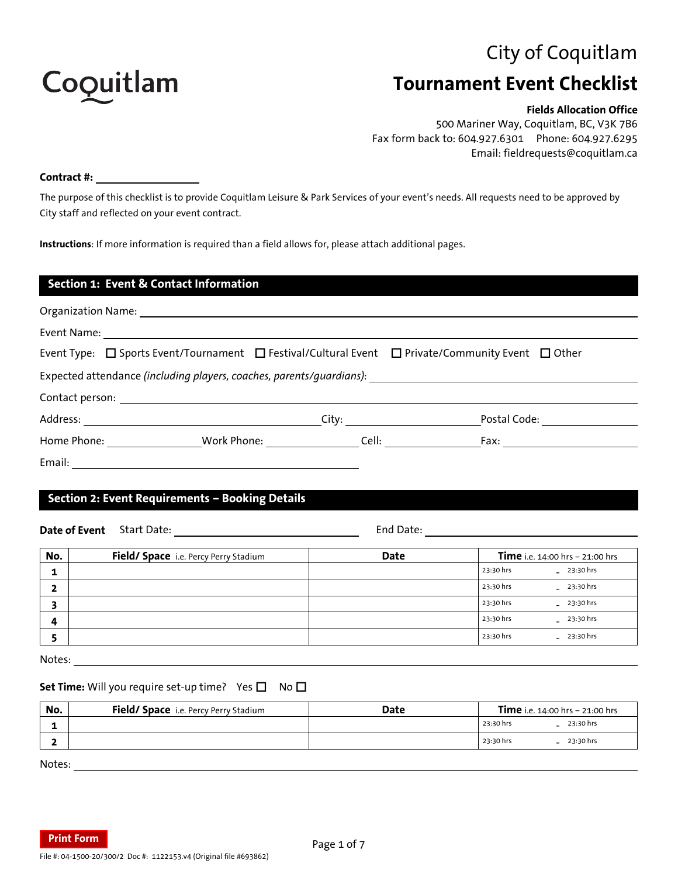Coquitlam

# City of Coquitlam

# Tournament Event Checklist

**Fields Allocation Office**
500 Mariner Way, Coquitlam, BC, V3K 7B6
Fax form back to: 604.927.6301   Phone: 604.927.6295
Email: fieldrequests@coquitlam.ca

**Contract #:** ____________

The purpose of this checklist is to provide Coquitlam Leisure & Park Services of your event's needs. All requests need to be approved by City staff and reflected on your event contract.

**Instructions**: If more information is required than a field allows for, please attach additional pages.

## Section 1: Event & Contact Information

Organization Name: ____________

Event Name: ____________

Event Type: ☐ Sports Event/Tournament ☐ Festival/Cultural Event ☐ Private/Community Event ☐ Other

Expected attendance *(including players, coaches, parents/guardians)*: ____________

Contact person: ____________

Address: ____________ City: ____________ Postal Code: ____________

Home Phone: ____________ Work Phone: ____________ Cell: ____________ Fax: ____________

Email: ____________

## Section 2: Event Requirements – Booking Details

**Date of Event** Start Date: ____________ End Date: ____________

| No. | **Field/ Space** i.e. Percy Perry Stadium | Date | **Time** i.e. 14:00 hrs – 21:00 hrs |
|---|---|---|---|
| 1 | | | 23:30 hrs – 23:30 hrs |
| 2 | | | 23:30 hrs – 23:30 hrs |
| 3 | | | 23:30 hrs – 23:30 hrs |
| 4 | | | 23:30 hrs – 23:30 hrs |
| 5 | | | 23:30 hrs – 23:30 hrs |

Notes: ____________

**Set Time:** Will you require set-up time? Yes ☐ No ☐

| No. | **Field/ Space** i.e. Percy Perry Stadium | Date | **Time** i.e. 14:00 hrs – 21:00 hrs |
|---|---|---|---|
| 1 | | | 23:30 hrs – 23:30 hrs |
| 2 | | | 23:30 hrs – 23:30 hrs |

Notes: ____________

Print Form

File #: 04-1500-20/300/2 Doc #: 1122153.v4 (Original file #693862)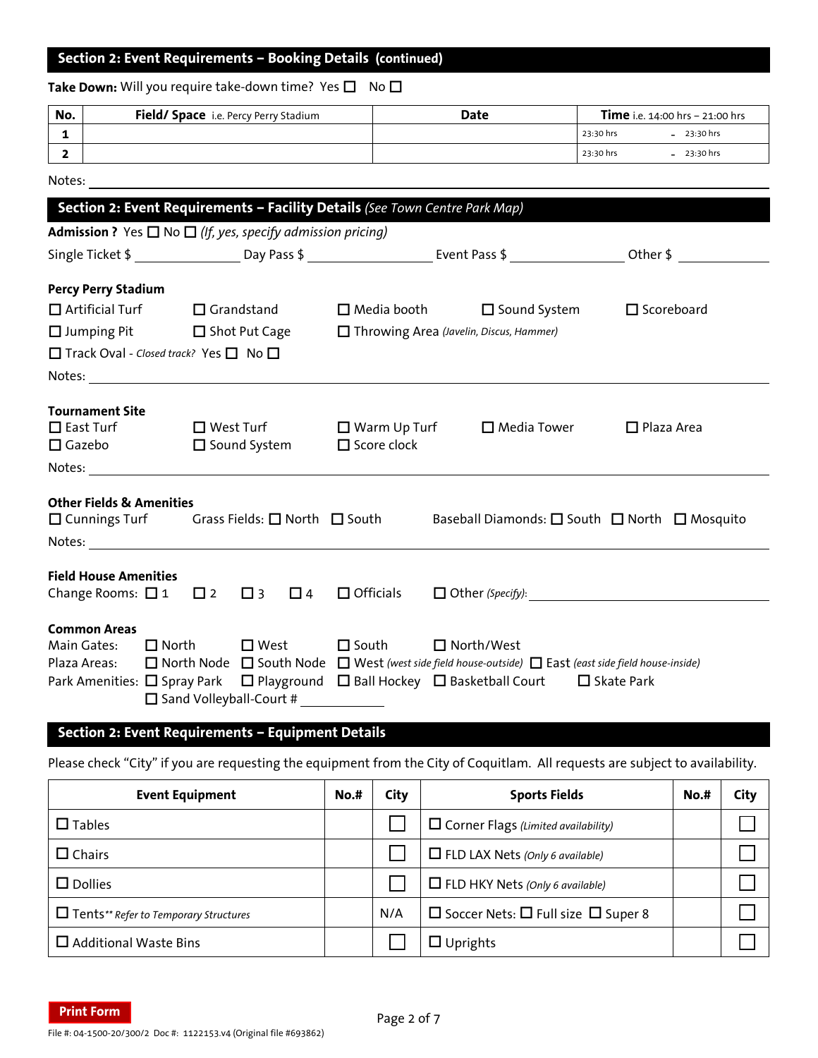## Section 2: Event Requirements – Booking Details (continued)

**Take Down:** Will you require take-down time? Yes ☐ No ☐

| No. | **Field/ Space** i.e. Percy Perry Stadium | Date | **Time** i.e. 14:00 hrs – 21:00 hrs |
|---|---|---|---|
| **1** | | | 23:30 hrs - 23:30 hrs |
| **2** | | | 23:30 hrs - 23:30 hrs |

Notes: ____________________

## Section 2: Event Requirements – Facility Details *(See Town Centre Park Map)*

**Admission ?** Yes ☐ No ☐ *(If, yes, specify admission pricing)*

Single Ticket $ __________ Day Pass $ __________ Event Pass $ __________ Other $ __________

**Percy Perry Stadium**

☐ Artificial Turf ☐ Grandstand ☐ Media booth ☐ Sound System ☐ Scoreboard

☐ Jumping Pit ☐ Shot Put Cage ☐ Throwing Area *(Javelin, Discus, Hammer)*

☐ Track Oval - *Closed track?* Yes ☐ No ☐

Notes: ____________________

**Tournament Site**

☐ East Turf ☐ West Turf ☐ Warm Up Turf ☐ Media Tower ☐ Plaza Area

☐ Gazebo ☐ Sound System ☐ Score clock

Notes: ____________________

**Other Fields & Amenities**

☐ Cunnings Turf Grass Fields: ☐ North ☐ South Baseball Diamonds: ☐ South ☐ North ☐ Mosquito

Notes: ____________________

**Field House Amenities**

Change Rooms: ☐ 1 ☐ 2 ☐ 3 ☐ 4 ☐ Officials ☐ Other *(Specify)*: __________

**Common Areas**

Main Gates: ☐ North ☐ West ☐ South ☐ North/West

Plaza Areas: ☐ North Node ☐ South Node ☐ West *(west side field house-outside)* ☐ East *(east side field house-inside)*

Park Amenities: ☐ Spray Park ☐ Playground ☐ Ball Hockey ☐ Basketball Court ☐ Skate Park

☐ Sand Volleyball-Court # __________

## Section 2: Event Requirements – Equipment Details

Please check "City" if you are requesting the equipment from the City of Coquitlam. All requests are subject to availability.

| Event Equipment | No.# | City | Sports Fields | No.# | City |
|---|---|---|---|---|---|
| ☐ Tables | | ☐ | ☐ Corner Flags *(Limited availability)* | | ☐ |
| ☐ Chairs | | ☐ | ☐ FLD LAX Nets *(Only 6 available)* | | ☐ |
| ☐ Dollies | | ☐ | ☐ FLD HKY Nets *(Only 6 available)* | | ☐ |
| ☐ Tents** *Refer to Temporary Structures* | | N/A | ☐ Soccer Nets: ☐ Full size ☐ Super 8 | | ☐ |
| ☐ Additional Waste Bins | | ☐ | ☐ Uprights | | ☐ |

Print Form

File #: 04-1500-20/300/2 Doc #: 1122153.v4 (Original file #693862)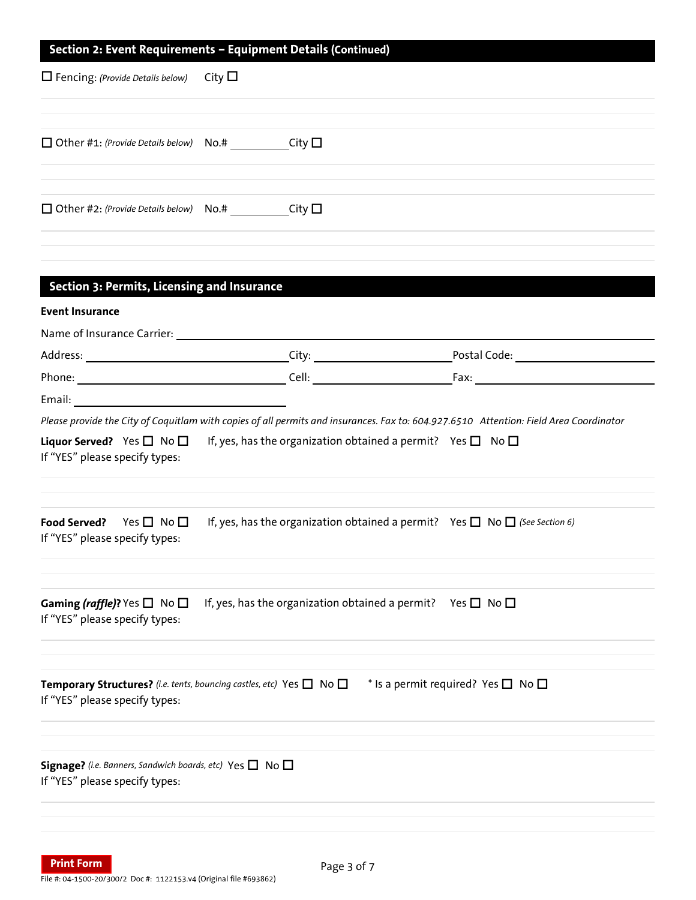## Section 2: Event Requirements – Equipment Details (Continued)

☐ Fencing: *(Provide Details below)* City ☐

☐ Other #1: *(Provide Details below)* No.# __________ City ☐

☐ Other #2: *(Provide Details below)* No.# __________ City ☐

## Section 3: Permits, Licensing and Insurance

**Event Insurance**

Name of Insurance Carrier: ______________________________

Address: ______________________ City: ______________________ Postal Code: ______________________

Phone: ______________________ Cell: ______________________ Fax: ______________________

Email: ______________________

*Please provide the City of Coquitlam with copies of all permits and insurances. Fax to: 604.927.6510 Attention: Field Area Coordinator*

**Liquor Served?** Yes ☐ No ☐ If, yes, has the organization obtained a permit? Yes ☐ No ☐
If "YES" please specify types:

**Food Served?** Yes ☐ No ☐ If, yes, has the organization obtained a permit? Yes ☐ No ☐ *(See Section 6)*
If "YES" please specify types:

**Gaming *(raffle)*?** Yes ☐ No ☐ If, yes, has the organization obtained a permit? Yes ☐ No ☐
If "YES" please specify types:

**Temporary Structures?** *(i.e. tents, bouncing castles, etc)* Yes ☐ No ☐ * Is a permit required? Yes ☐ No ☐
If "YES" please specify types:

**Signage?** *(i.e. Banners, Sandwich boards, etc)* Yes ☐ No ☐
If "YES" please specify types:

Print Form

File #: 04-1500-20/300/2 Doc #: 1122153.v4 (Original file #693862)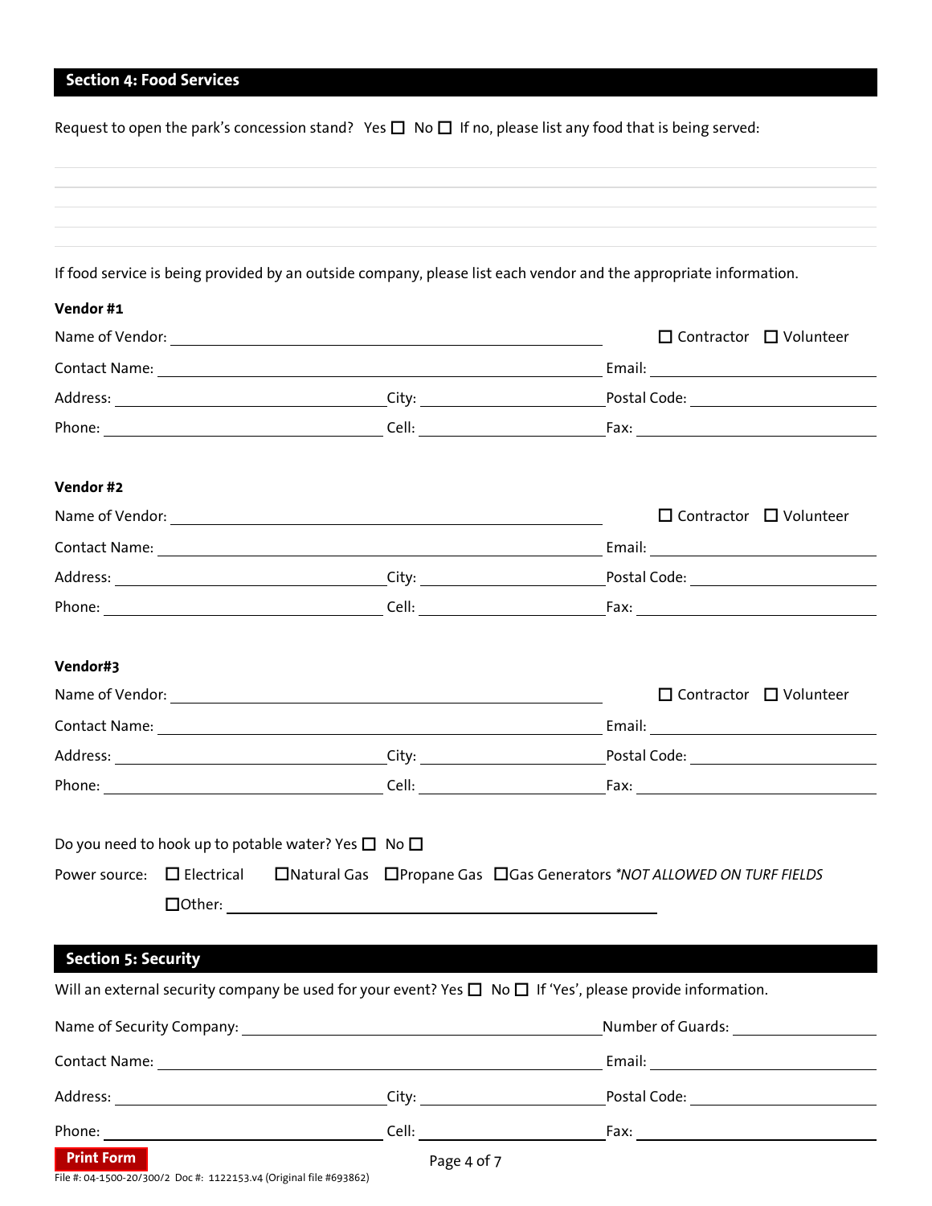## Section 4: Food Services

Request to open the park's concession stand? Yes ☐ No ☐ If no, please list any food that is being served:

\_\_\_\_\_\_\_\_\_\_\_\_\_\_\_\_\_\_\_\_\_\_\_\_\_\_\_\_\_\_\_\_\_\_\_\_\_\_\_\_

\_\_\_\_\_\_\_\_\_\_\_\_\_\_\_\_\_\_\_\_\_\_\_\_\_\_\_\_\_\_\_\_\_\_\_\_\_\_\_\_

\_\_\_\_\_\_\_\_\_\_\_\_\_\_\_\_\_\_\_\_\_\_\_\_\_\_\_\_\_\_\_\_\_\_\_\_\_\_\_\_

\_\_\_\_\_\_\_\_\_\_\_\_\_\_\_\_\_\_\_\_\_\_\_\_\_\_\_\_\_\_\_\_\_\_\_\_\_\_\_\_

If food service is being provided by an outside company, please list each vendor and the appropriate information.

**Vendor #1**

Name of Vendor: \_\_\_\_\_\_\_\_\_\_\_\_\_\_\_\_\_\_\_\_ ☐ Contractor ☐ Volunteer

Contact Name: \_\_\_\_\_\_\_\_\_\_\_\_\_\_\_\_\_\_\_\_ Email: \_\_\_\_\_\_\_\_\_\_\_\_\_\_\_\_\_\_\_\_

Address: \_\_\_\_\_\_\_\_\_\_\_\_\_\_\_\_\_\_\_\_ City: \_\_\_\_\_\_\_\_\_\_\_\_\_\_\_\_\_\_\_\_ Postal Code: \_\_\_\_\_\_\_\_\_\_\_\_\_\_\_\_\_\_\_\_

Phone: \_\_\_\_\_\_\_\_\_\_\_\_\_\_\_\_\_\_\_\_ Cell: \_\_\_\_\_\_\_\_\_\_\_\_\_\_\_\_\_\_\_\_ Fax: \_\_\_\_\_\_\_\_\_\_\_\_\_\_\_\_\_\_\_\_

**Vendor #2**

Name of Vendor: \_\_\_\_\_\_\_\_\_\_\_\_\_\_\_\_\_\_\_\_ ☐ Contractor ☐ Volunteer

Contact Name: \_\_\_\_\_\_\_\_\_\_\_\_\_\_\_\_\_\_\_\_ Email: \_\_\_\_\_\_\_\_\_\_\_\_\_\_\_\_\_\_\_\_

Address: \_\_\_\_\_\_\_\_\_\_\_\_\_\_\_\_\_\_\_\_ City: \_\_\_\_\_\_\_\_\_\_\_\_\_\_\_\_\_\_\_\_ Postal Code: \_\_\_\_\_\_\_\_\_\_\_\_\_\_\_\_\_\_\_\_

Phone: \_\_\_\_\_\_\_\_\_\_\_\_\_\_\_\_\_\_\_\_ Cell: \_\_\_\_\_\_\_\_\_\_\_\_\_\_\_\_\_\_\_\_ Fax: \_\_\_\_\_\_\_\_\_\_\_\_\_\_\_\_\_\_\_\_

**Vendor#3**

Name of Vendor: \_\_\_\_\_\_\_\_\_\_\_\_\_\_\_\_\_\_\_\_ ☐ Contractor ☐ Volunteer

Contact Name: \_\_\_\_\_\_\_\_\_\_\_\_\_\_\_\_\_\_\_\_ Email: \_\_\_\_\_\_\_\_\_\_\_\_\_\_\_\_\_\_\_\_

Address: \_\_\_\_\_\_\_\_\_\_\_\_\_\_\_\_\_\_\_\_ City: \_\_\_\_\_\_\_\_\_\_\_\_\_\_\_\_\_\_\_\_ Postal Code: \_\_\_\_\_\_\_\_\_\_\_\_\_\_\_\_\_\_\_\_

Phone: \_\_\_\_\_\_\_\_\_\_\_\_\_\_\_\_\_\_\_\_ Cell: \_\_\_\_\_\_\_\_\_\_\_\_\_\_\_\_\_\_\_\_ Fax: \_\_\_\_\_\_\_\_\_\_\_\_\_\_\_\_\_\_\_\_

Do you need to hook up to potable water? Yes ☐ No ☐

Power source: ☐ Electrical ☐ Natural Gas ☐ Propane Gas ☐ Gas Generators *\*NOT ALLOWED ON TURF FIELDS*

☐ Other: \_\_\_\_\_\_\_\_\_\_\_\_\_\_\_\_\_\_\_\_

## Section 5: Security

Will an external security company be used for your event? Yes ☐ No ☐ If 'Yes', please provide information.

Name of Security Company: \_\_\_\_\_\_\_\_\_\_\_\_\_\_\_\_\_\_\_\_ Number of Guards: \_\_\_\_\_\_\_\_\_\_\_\_\_\_\_\_\_\_\_\_

Contact Name: \_\_\_\_\_\_\_\_\_\_\_\_\_\_\_\_\_\_\_\_ Email: \_\_\_\_\_\_\_\_\_\_\_\_\_\_\_\_\_\_\_\_

Address: \_\_\_\_\_\_\_\_\_\_\_\_\_\_\_\_\_\_\_\_ City: \_\_\_\_\_\_\_\_\_\_\_\_\_\_\_\_\_\_\_\_ Postal Code: \_\_\_\_\_\_\_\_\_\_\_\_\_\_\_\_\_\_\_\_

Phone: \_\_\_\_\_\_\_\_\_\_\_\_\_\_\_\_\_\_\_\_ Cell: \_\_\_\_\_\_\_\_\_\_\_\_\_\_\_\_\_\_\_\_ Fax: \_\_\_\_\_\_\_\_\_\_\_\_\_\_\_\_\_\_\_\_

Print Form

File #: 04-1500-20/300/2 Doc #: 1122153.v4 (Original file #693862)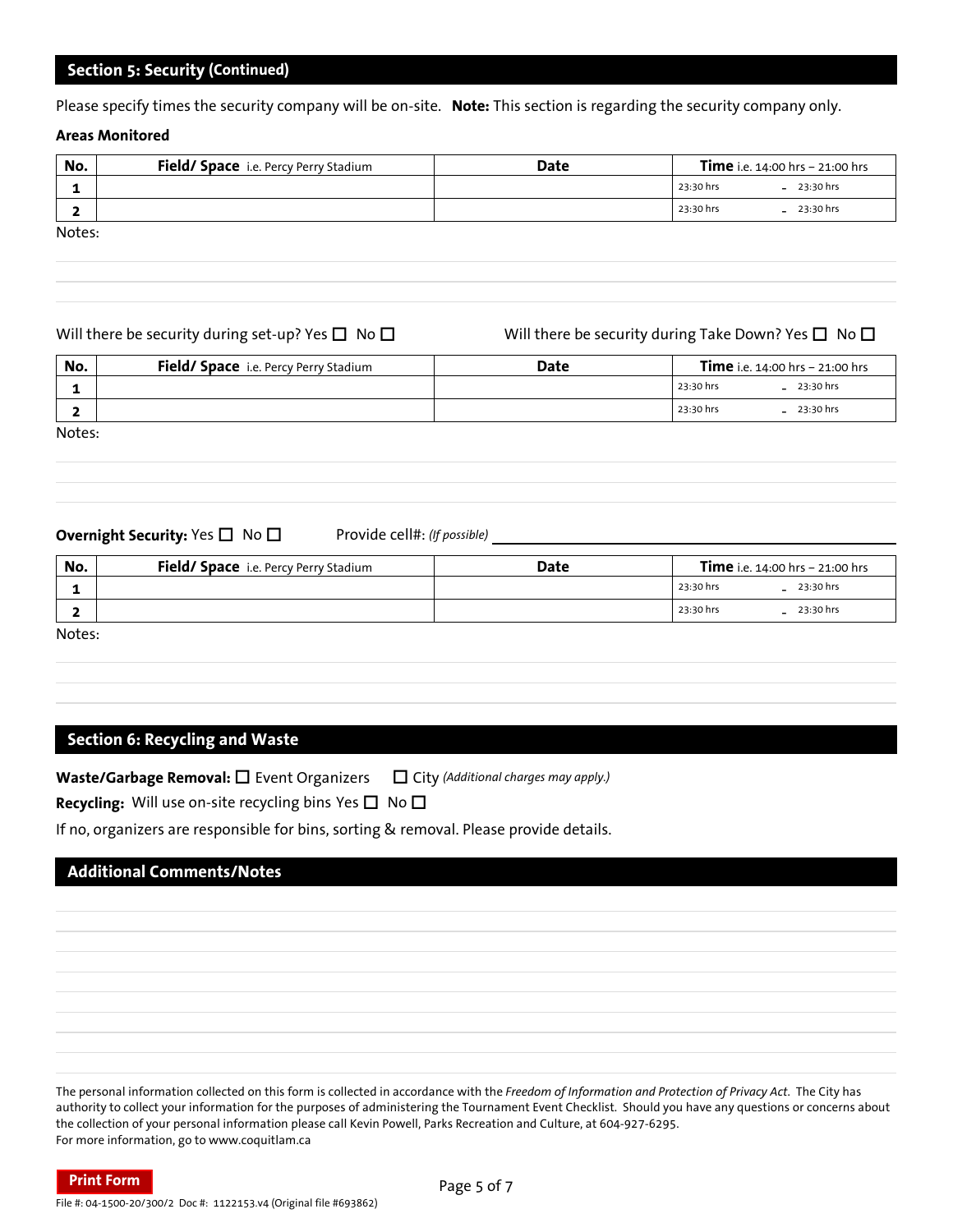## Section 5: Security (Continued)

Please specify times the security company will be on-site. **Note:** This section is regarding the security company only.

**Areas Monitored**

| No. | Field/ Space i.e. Percy Perry Stadium | Date | Time i.e. 14:00 hrs – 21:00 hrs |
|---|---|---|---|
| 1 | | | 23:30 hrs - 23:30 hrs |
| 2 | | | 23:30 hrs - 23:30 hrs |

Notes:

Will there be security during set-up? Yes ☐ No ☐

Will there be security during Take Down? Yes ☐ No ☐

| No. | Field/ Space i.e. Percy Perry Stadium | Date | Time i.e. 14:00 hrs – 21:00 hrs |
|---|---|---|---|
| 1 | | | 23:30 hrs - 23:30 hrs |
| 2 | | | 23:30 hrs - 23:30 hrs |

Notes:

**Overnight Security:** Yes ☐ No ☐ Provide cell#: *(If possible)* ____________________

| No. | Field/ Space i.e. Percy Perry Stadium | Date | Time i.e. 14:00 hrs – 21:00 hrs |
|---|---|---|---|
| 1 | | | 23:30 hrs - 23:30 hrs |
| 2 | | | 23:30 hrs - 23:30 hrs |

Notes:

## Section 6: Recycling and Waste

**Waste/Garbage Removal:** ☐ Event Organizers ☐ City *(Additional charges may apply.)*

**Recycling:** Will use on-site recycling bins Yes ☐ No ☐

If no, organizers are responsible for bins, sorting & removal. Please provide details.

## Additional Comments/Notes

The personal information collected on this form is collected in accordance with the *Freedom of Information and Protection of Privacy Act*. The City has authority to collect your information for the purposes of administering the Tournament Event Checklist. Should you have any questions or concerns about the collection of your personal information please call Kevin Powell, Parks Recreation and Culture, at 604-927-6295.
For more information, go to www.coquitlam.ca

Print Form

File #: 04-1500-20/300/2 Doc #: 1122153.v4 (Original file #693862)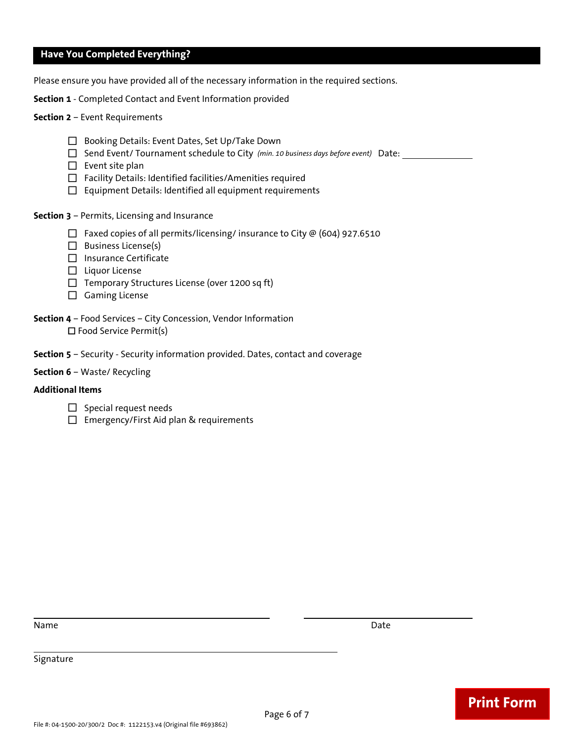## Have You Completed Everything?

Please ensure you have provided all of the necessary information in the required sections.

**Section 1** - Completed Contact and Event Information provided

**Section 2** – Event Requirements

- ☐ Booking Details: Event Dates, Set Up/Take Down
- ☐ Send Event/ Tournament schedule to City *(min. 10 business days before event)* Date: ______________
- ☐ Event site plan
- ☐ Facility Details: Identified facilities/Amenities required
- ☐ Equipment Details: Identified all equipment requirements

**Section 3** – Permits, Licensing and Insurance

- ☐ Faxed copies of all permits/licensing/ insurance to City @ (604) 927.6510
- ☐ Business License(s)
- ☐ Insurance Certificate
- ☐ Liquor License
- ☐ Temporary Structures License (over 1200 sq ft)
- ☐ Gaming License

**Section 4** – Food Services – City Concession, Vendor Information

- ☐ Food Service Permit(s)

**Section 5** – Security - Security information provided. Dates, contact and coverage

**Section 6** – Waste/ Recycling

**Additional Items**

- ☐ Special request needs
- ☐ Emergency/First Aid plan & requirements

______________________________ ______________________________

Name Date

______________________________

Signature

Print Form

File #: 04-1500-20/300/2 Doc #: 1122153.v4 (Original file #693862)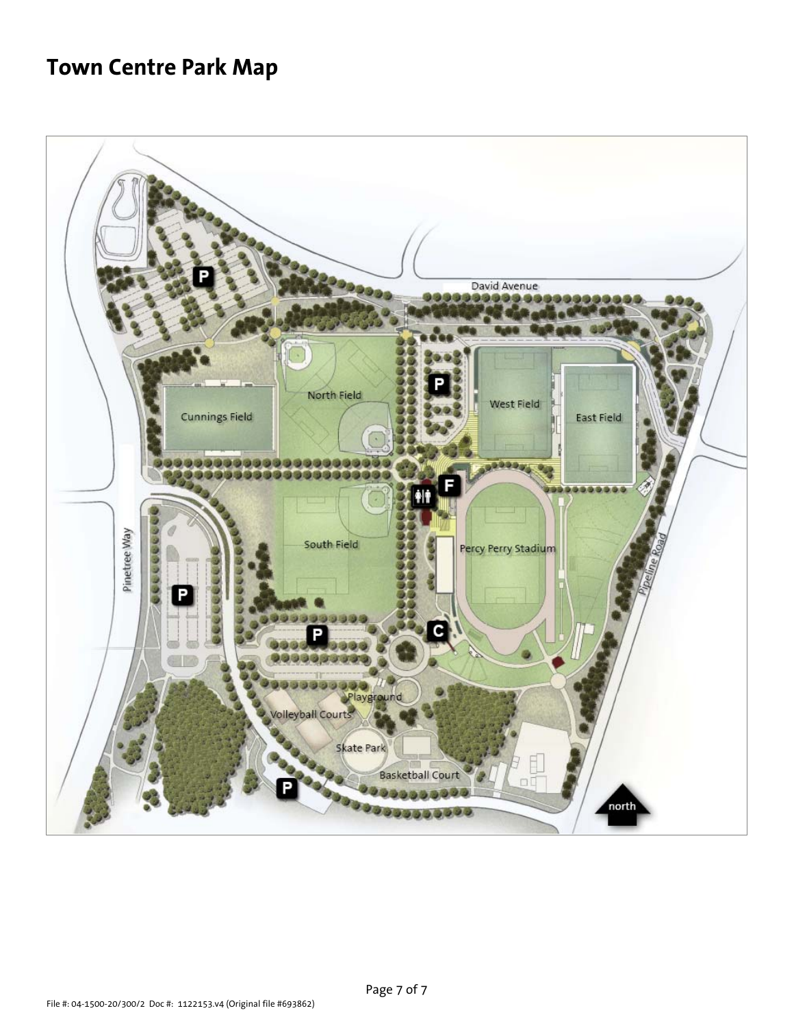# Town Centre Park Map

David Avenue

North Field

Cunnings Field

West Field

East Field

South Field

Percy Perry Stadium

Pinetree Way

Pipeline Road

Playground

Volleyball Courts

Skate Park

Basketball Court

P

F

C

north